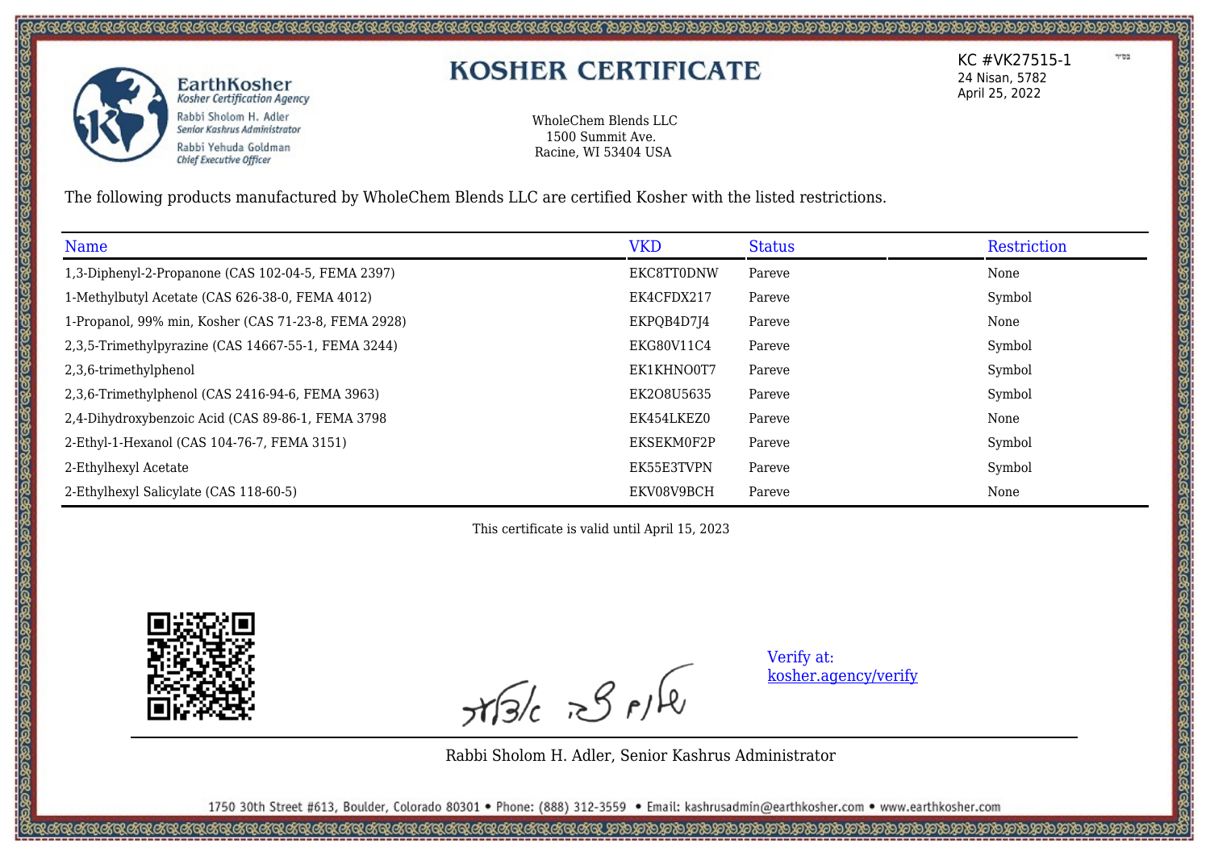# KOSHER CERTIFICATE

**EarthKosher**
*Kosher Certification Agency*
Rabbi Sholom H. Adler
*Senior Kashrus Administrator*
Rabbi Yehuda Goldman
*Chief Executive Officer*

KC #VK27515-1
24 Nisan, 5782
April 25, 2022

WholeChem Blends LLC
1500 Summit Ave.
Racine, WI 53404 USA

The following products manufactured by WholeChem Blends LLC are certified Kosher with the listed restrictions.

| Name | VKD | Status | | Restriction |
|---|---|---|---|---|
| 1,3-Diphenyl-2-Propanone (CAS 102-04-5, FEMA 2397) | EKC8TT0DNW | Pareve | | None |
| 1-Methylbutyl Acetate (CAS 626-38-0, FEMA 4012) | EK4CFDX217 | Pareve | | Symbol |
| 1-Propanol, 99% min, Kosher (CAS 71-23-8, FEMA 2928) | EKPQB4D7J4 | Pareve | | None |
| 2,3,5-Trimethylpyrazine (CAS 14667-55-1, FEMA 3244) | EKG80V11C4 | Pareve | | Symbol |
| 2,3,6-trimethylphenol | EK1KHNO0T7 | Pareve | | Symbol |
| 2,3,6-Trimethylphenol (CAS 2416-94-6, FEMA 3963) | EK2O8U5635 | Pareve | | Symbol |
| 2,4-Dihydroxybenzoic Acid (CAS 89-86-1, FEMA 3798 | EK454LKEZ0 | Pareve | | None |
| 2-Ethyl-1-Hexanol (CAS 104-76-7, FEMA 3151) | EKSEKM0F2P | Pareve | | Symbol |
| 2-Ethylhexyl Acetate | EK55E3TVPN | Pareve | | Symbol |
| 2-Ethylhexyl Salicylate (CAS 118-60-5) | EKV08V9BCH | Pareve | | None |

This certificate is valid until April 15, 2023

Verify at:
kosher.agency/verify

Rabbi Sholom H. Adler, Senior Kashrus Administrator

1750 30th Street #613, Boulder, Colorado 80301 • Phone: (888) 312-3559 • Email: kashrusadmin@earthkosher.com • www.earthkosher.com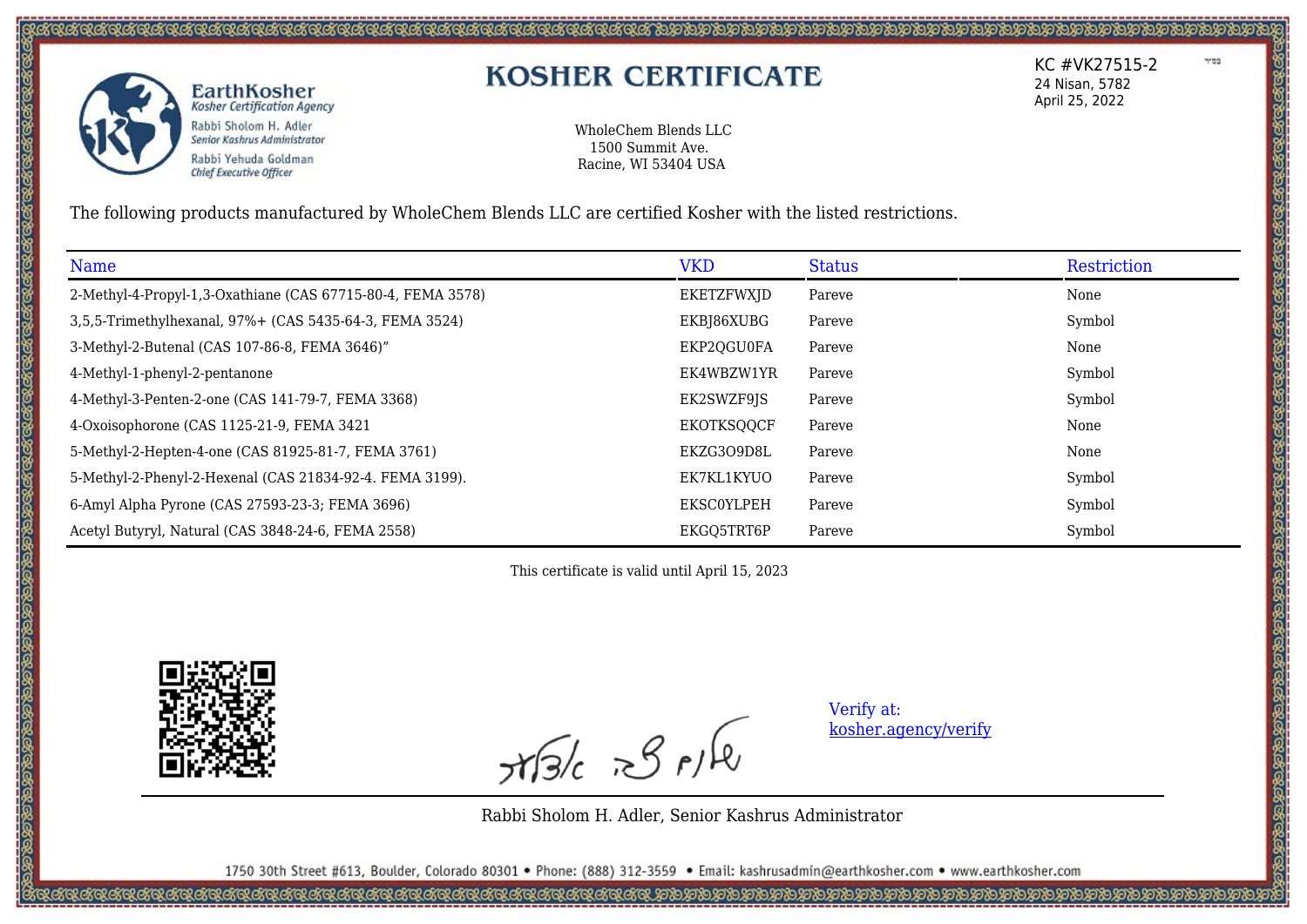EarthKosher
*Kosher Certification Agency*
Rabbi Sholom H. Adler
*Senior Kashrus Administrator*
Rabbi Yehuda Goldman
*Chief Executive Officer*

# KOSHER CERTIFICATE

KC #VK27515-2
24 Nisan, 5782
April 25, 2022

WholeChem Blends LLC
1500 Summit Ave.
Racine, WI 53404 USA

The following products manufactured by WholeChem Blends LLC are certified Kosher with the listed restrictions.

| Name | VKD | Status | | Restriction |
|---|---|---|---|---|
| 2-Methyl-4-Propyl-1,3-Oxathiane (CAS 67715-80-4, FEMA 3578) | EKETZFWXJD | Pareve | | None |
| 3,5,5-Trimethylhexanal, 97%+ (CAS 5435-64-3, FEMA 3524) | EKBJ86XUBG | Pareve | | Symbol |
| 3-Methyl-2-Butenal (CAS 107-86-8, FEMA 3646)” | EKP2QGU0FA | Pareve | | None |
| 4-Methyl-1-phenyl-2-pentanone | EK4WBZW1YR | Pareve | | Symbol |
| 4-Methyl-3-Penten-2-one (CAS 141-79-7, FEMA 3368) | EK2SWZF9JS | Pareve | | Symbol |
| 4-Oxoisophorone (CAS 1125-21-9, FEMA 3421 | EKOTKSQQCF | Pareve | | None |
| 5-Methyl-2-Hepten-4-one (CAS 81925-81-7, FEMA 3761) | EKZG3O9D8L | Pareve | | None |
| 5-Methyl-2-Phenyl-2-Hexenal (CAS 21834-92-4. FEMA 3199). | EK7KL1KYUO | Pareve | | Symbol |
| 6-Amyl Alpha Pyrone (CAS 27593-23-3; FEMA 3696) | EKSC0YLPEH | Pareve | | Symbol |
| Acetyl Butyryl, Natural (CAS 3848-24-6, FEMA 2558) | EKGQ5TRT6P | Pareve | | Symbol |

This certificate is valid until April 15, 2023

Verify at:
[kosher.agency/verify](kosher.agency/verify)

Rabbi Sholom H. Adler, Senior Kashrus Administrator

1750 30th Street #613, Boulder, Colorado 80301 • Phone: (888) 312-3559 • Email: kashrusadmin@earthkosher.com • www.earthkosher.com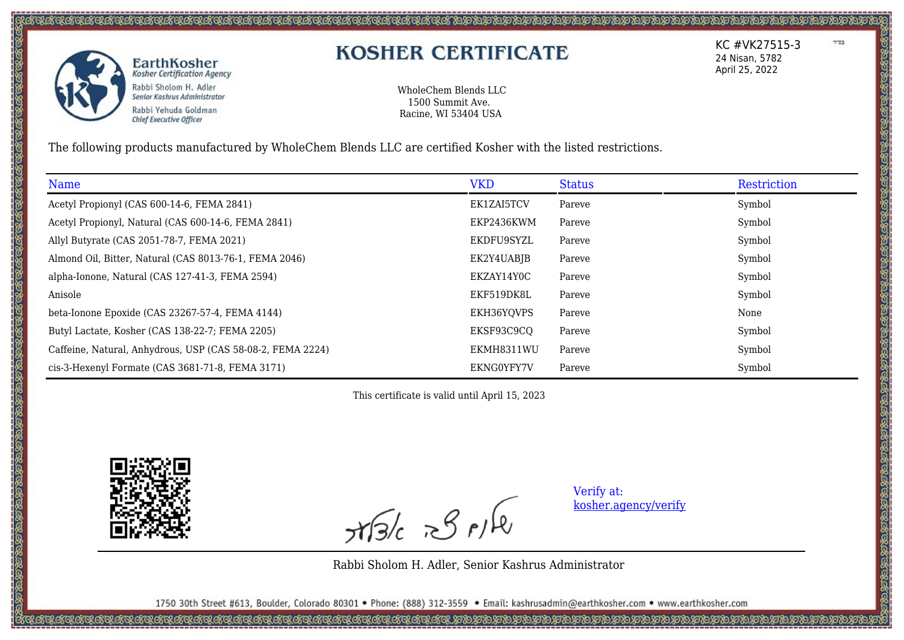**EarthKosher**
*Kosher Certification Agency*
Rabbi Sholom H. Adler
*Senior Kashrus Administrator*
Rabbi Yehuda Goldman
*Chief Executive Officer*

# KOSHER CERTIFICATE

KC #VK27515-3
24 Nisan, 5782
April 25, 2022

WholeChem Blends LLC
1500 Summit Ave.
Racine, WI 53404 USA

The following products manufactured by WholeChem Blends LLC are certified Kosher with the listed restrictions.

| Name | VKD | Status | Restriction |
|---|---|---|---|
| Acetyl Propionyl (CAS 600-14-6, FEMA 2841) | EK1ZAI5TCV | Pareve | Symbol |
| Acetyl Propionyl, Natural (CAS 600-14-6, FEMA 2841) | EKP2436KWM | Pareve | Symbol |
| Allyl Butyrate (CAS 2051-78-7, FEMA 2021) | EKDFU9SYZL | Pareve | Symbol |
| Almond Oil, Bitter, Natural (CAS 8013-76-1, FEMA 2046) | EK2Y4UABJB | Pareve | Symbol |
| alpha-Ionone, Natural (CAS 127-41-3, FEMA 2594) | EKZAY14Y0C | Pareve | Symbol |
| Anisole | EKF519DK8L | Pareve | Symbol |
| beta-Ionone Epoxide (CAS 23267-57-4, FEMA 4144) | EKH36YQVPS | Pareve | None |
| Butyl Lactate, Kosher (CAS 138-22-7; FEMA 2205) | EKSF93C9CQ | Pareve | Symbol |
| Caffeine, Natural, Anhydrous, USP (CAS 58-08-2, FEMA 2224) | EKMH8311WU | Pareve | Symbol |
| cis-3-Hexenyl Formate (CAS 3681-71-8, FEMA 3171) | EKNG0YFY7V | Pareve | Symbol |

This certificate is valid until April 15, 2023

Verify at: [kosher.agency/verify](kosher.agency/verify)

Rabbi Sholom H. Adler, Senior Kashrus Administrator

1750 30th Street #613, Boulder, Colorado 80301 • Phone: (888) 312-3559 • Email: kashrusadmin@earthkosher.com • www.earthkosher.com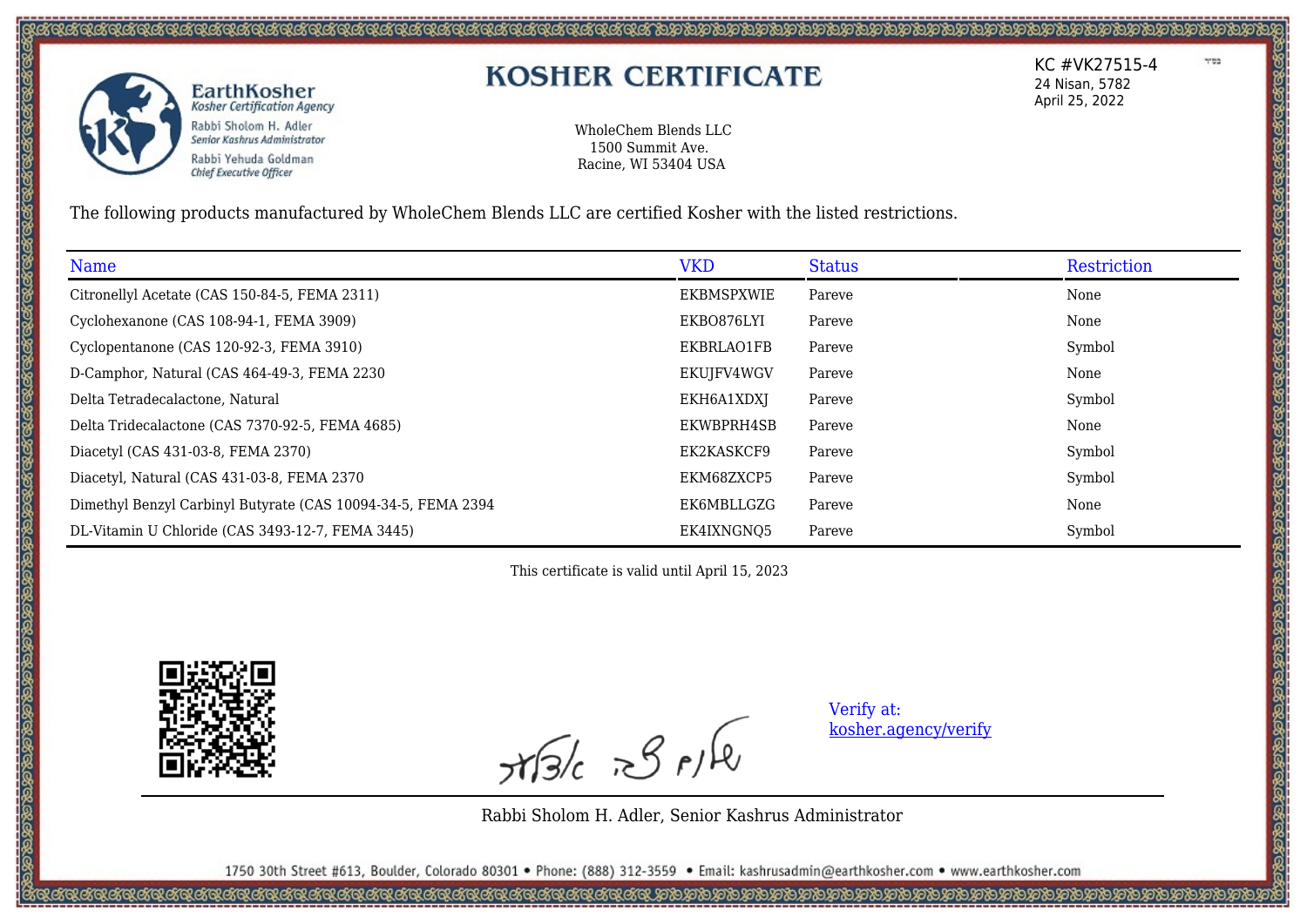EarthKosher
*Kosher Certification Agency*
Rabbi Sholom H. Adler
*Senior Kashrus Administrator*
Rabbi Yehuda Goldman
*Chief Executive Officer*

# KOSHER CERTIFICATE

KC #VK27515-4
24 Nisan, 5782
April 25, 2022

WholeChem Blends LLC
1500 Summit Ave.
Racine, WI 53404 USA

The following products manufactured by WholeChem Blends LLC are certified Kosher with the listed restrictions.

| Name | VKD | Status | | Restriction |
|---|---|---|---|---|
| Citronellyl Acetate (CAS 150-84-5, FEMA 2311) | EKBMSPXWIE | Pareve | | None |
| Cyclohexanone (CAS 108-94-1, FEMA 3909) | EKBO876LYI | Pareve | | None |
| Cyclopentanone (CAS 120-92-3, FEMA 3910) | EKBRLAO1FB | Pareve | | Symbol |
| D-Camphor, Natural (CAS 464-49-3, FEMA 2230 | EKUJFV4WGV | Pareve | | None |
| Delta Tetradecalactone, Natural | EKH6A1XDXJ | Pareve | | Symbol |
| Delta Tridecalactone (CAS 7370-92-5, FEMA 4685) | EKWBPRH4SB | Pareve | | None |
| Diacetyl (CAS 431-03-8, FEMA 2370) | EK2KASKCF9 | Pareve | | Symbol |
| Diacetyl, Natural (CAS 431-03-8, FEMA 2370 | EKM68ZXCP5 | Pareve | | Symbol |
| Dimethyl Benzyl Carbinyl Butyrate (CAS 10094-34-5, FEMA 2394 | EK6MBLLGZG | Pareve | | None |
| DL-Vitamin U Chloride (CAS 3493-12-7, FEMA 3445) | EK4IXNGNQ5 | Pareve | | Symbol |

This certificate is valid until April 15, 2023

Verify at:
[kosher.agency/verify](kosher.agency/verify)

Rabbi Sholom H. Adler, Senior Kashrus Administrator

1750 30th Street #613, Boulder, Colorado 80301 • Phone: (888) 312-3559 • Email: kashrusadmin@earthkosher.com • www.earthkosher.com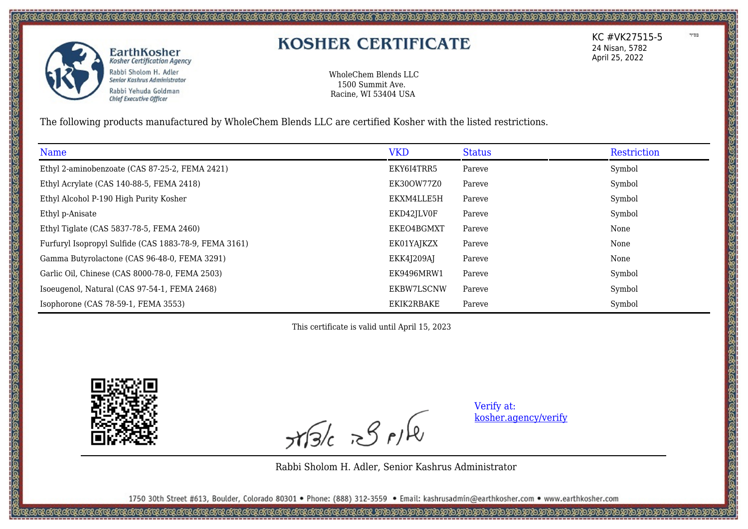EarthKosher
*Kosher Certification Agency*
Rabbi Sholom H. Adler
*Senior Kashrus Administrator*
Rabbi Yehuda Goldman
*Chief Executive Officer*

# KOSHER CERTIFICATE

KC #VK27515-5
24 Nisan, 5782
April 25, 2022

WholeChem Blends LLC
1500 Summit Ave.
Racine, WI 53404 USA

The following products manufactured by WholeChem Blends LLC are certified Kosher with the listed restrictions.

| Name | VKD | Status | Restriction |
|---|---|---|---|
| Ethyl 2-aminobenzoate (CAS 87-25-2, FEMA 2421) | EKY6I4TRR5 | Pareve | Symbol |
| Ethyl Acrylate (CAS 140-88-5, FEMA 2418) | EK30OW77Z0 | Pareve | Symbol |
| Ethyl Alcohol P-190 High Purity Kosher | EKXM4LLE5H | Pareve | Symbol |
| Ethyl p-Anisate | EKD42JLV0F | Pareve | Symbol |
| Ethyl Tiglate (CAS 5837-78-5, FEMA 2460) | EKEO4BGMXT | Pareve | None |
| Furfuryl Isopropyl Sulfide (CAS 1883-78-9, FEMA 3161) | EK01YAJKZX | Pareve | None |
| Gamma Butyrolactone (CAS 96-48-0, FEMA 3291) | EKK4J209AJ | Pareve | None |
| Garlic Oil, Chinese (CAS 8000-78-0, FEMA 2503) | EK9496MRW1 | Pareve | Symbol |
| Isoeugenol, Natural (CAS 97-54-1, FEMA 2468) | EKBW7LSCNW | Pareve | Symbol |
| Isophorone (CAS 78-59-1, FEMA 3553) | EKIK2RBAKE | Pareve | Symbol |

This certificate is valid until April 15, 2023

Verify at:
kosher.agency/verify

Rabbi Sholom H. Adler, Senior Kashrus Administrator

1750 30th Street #613, Boulder, Colorado 80301 • Phone: (888) 312-3559 • Email: kashrusadmin@earthkosher.com • www.earthkosher.com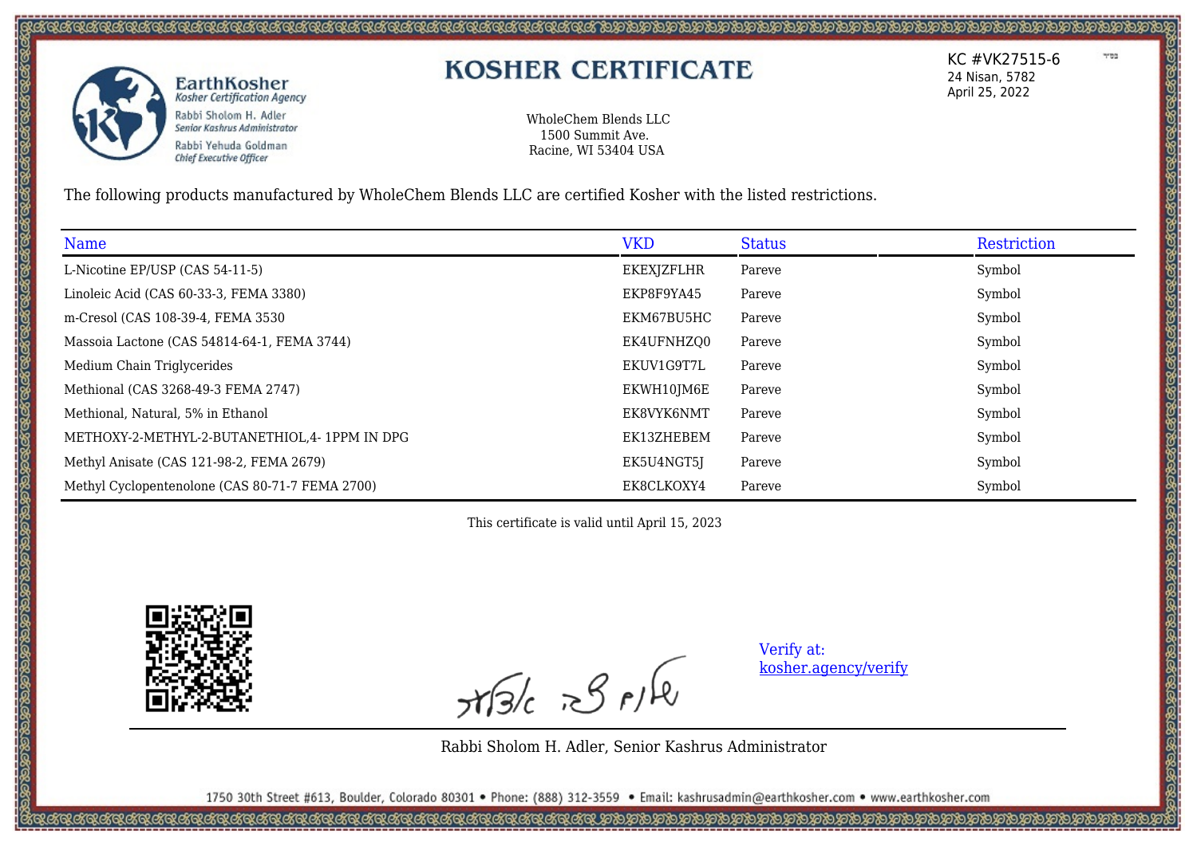EarthKosher
*Kosher Certification Agency*
Rabbi Sholom H. Adler
*Senior Kashrus Administrator*
Rabbi Yehuda Goldman
*Chief Executive Officer*

# KOSHER CERTIFICATE

KC #VK27515-6
24 Nisan, 5782
April 25, 2022

WholeChem Blends LLC
1500 Summit Ave.
Racine, WI 53404 USA

The following products manufactured by WholeChem Blends LLC are certified Kosher with the listed restrictions.

| Name | VKD | Status | Restriction |
|---|---|---|---|
| L-Nicotine EP/USP (CAS 54-11-5) | EKEXJZFLHR | Pareve | Symbol |
| Linoleic Acid (CAS 60-33-3, FEMA 3380) | EKP8F9YA45 | Pareve | Symbol |
| m-Cresol (CAS 108-39-4, FEMA 3530 | EKM67BU5HC | Pareve | Symbol |
| Massoia Lactone (CAS 54814-64-1, FEMA 3744) | EK4UFNHZQ0 | Pareve | Symbol |
| Medium Chain Triglycerides | EKUV1G9T7L | Pareve | Symbol |
| Methional (CAS 3268-49-3 FEMA 2747) | EKWH10JM6E | Pareve | Symbol |
| Methional, Natural, 5% in Ethanol | EK8VYK6NMT | Pareve | Symbol |
| METHOXY-2-METHYL-2-BUTANETHIOL,4- 1PPM IN DPG | EK13ZHEBEM | Pareve | Symbol |
| Methyl Anisate (CAS 121-98-2, FEMA 2679) | EK5U4NGT5J | Pareve | Symbol |
| Methyl Cyclopentenolone (CAS 80-71-7 FEMA 2700) | EK8CLKOXY4 | Pareve | Symbol |

This certificate is valid until April 15, 2023

Verify at:
kosher.agency/verify

Rabbi Sholom H. Adler, Senior Kashrus Administrator

1750 30th Street #613, Boulder, Colorado 80301 • Phone: (888) 312-3559 • Email: kashrusadmin@earthkosher.com • www.earthkosher.com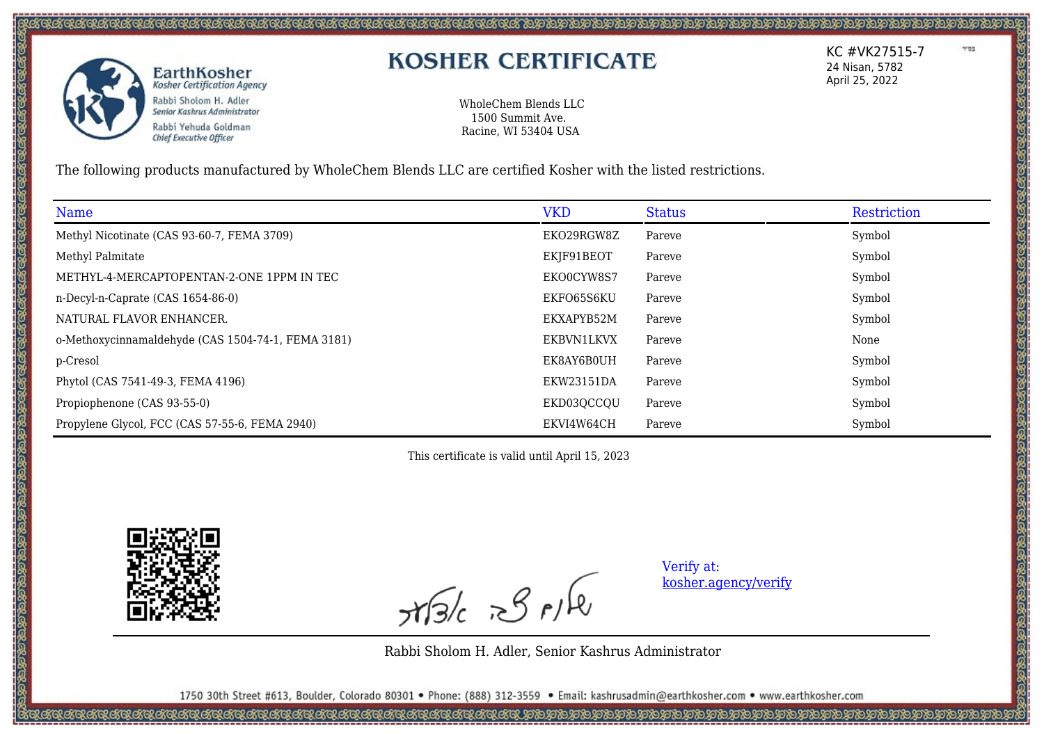EarthKosher
*Kosher Certification Agency*
Rabbi Sholom H. Adler
*Senior Kashrus Administrator*
Rabbi Yehuda Goldman
*Chief Executive Officer*

# KOSHER CERTIFICATE

KC #VK27515-7
24 Nisan, 5782
April 25, 2022

WholeChem Blends LLC
1500 Summit Ave.
Racine, WI 53404 USA

The following products manufactured by WholeChem Blends LLC are certified Kosher with the listed restrictions.

| Name | VKD | Status | | Restriction |
|---|---|---|---|---|
| Methyl Nicotinate (CAS 93-60-7, FEMA 3709) | EKO29RGW8Z | Pareve | | Symbol |
| Methyl Palmitate | EKJF91BEOT | Pareve | | Symbol |
| METHYL-4-MERCAPTOPENTAN-2-ONE 1PPM IN TEC | EKO0CYW8S7 | Pareve | | Symbol |
| n-Decyl-n-Caprate (CAS 1654-86-0) | EKFO65S6KU | Pareve | | Symbol |
| NATURAL FLAVOR ENHANCER. | EKXAPYB52M | Pareve | | Symbol |
| o-Methoxycinnamaldehyde (CAS 1504-74-1, FEMA 3181) | EKBVN1LKVX | Pareve | | None |
| p-Cresol | EK8AY6B0UH | Pareve | | Symbol |
| Phytol (CAS 7541-49-3, FEMA 4196) | EKW23151DA | Pareve | | Symbol |
| Propiophenone (CAS 93-55-0) | EKD03QCCQU | Pareve | | Symbol |
| Propylene Glycol, FCC (CAS 57-55-6, FEMA 2940) | EKVI4W64CH | Pareve | | Symbol |

This certificate is valid until April 15, 2023

Verify at:
[kosher.agency/verify](kosher.agency/verify)

Rabbi Sholom H. Adler, Senior Kashrus Administrator

1750 30th Street #613, Boulder, Colorado 80301 • Phone: (888) 312-3559 • Email: kashrusadmin@earthkosher.com • www.earthkosher.com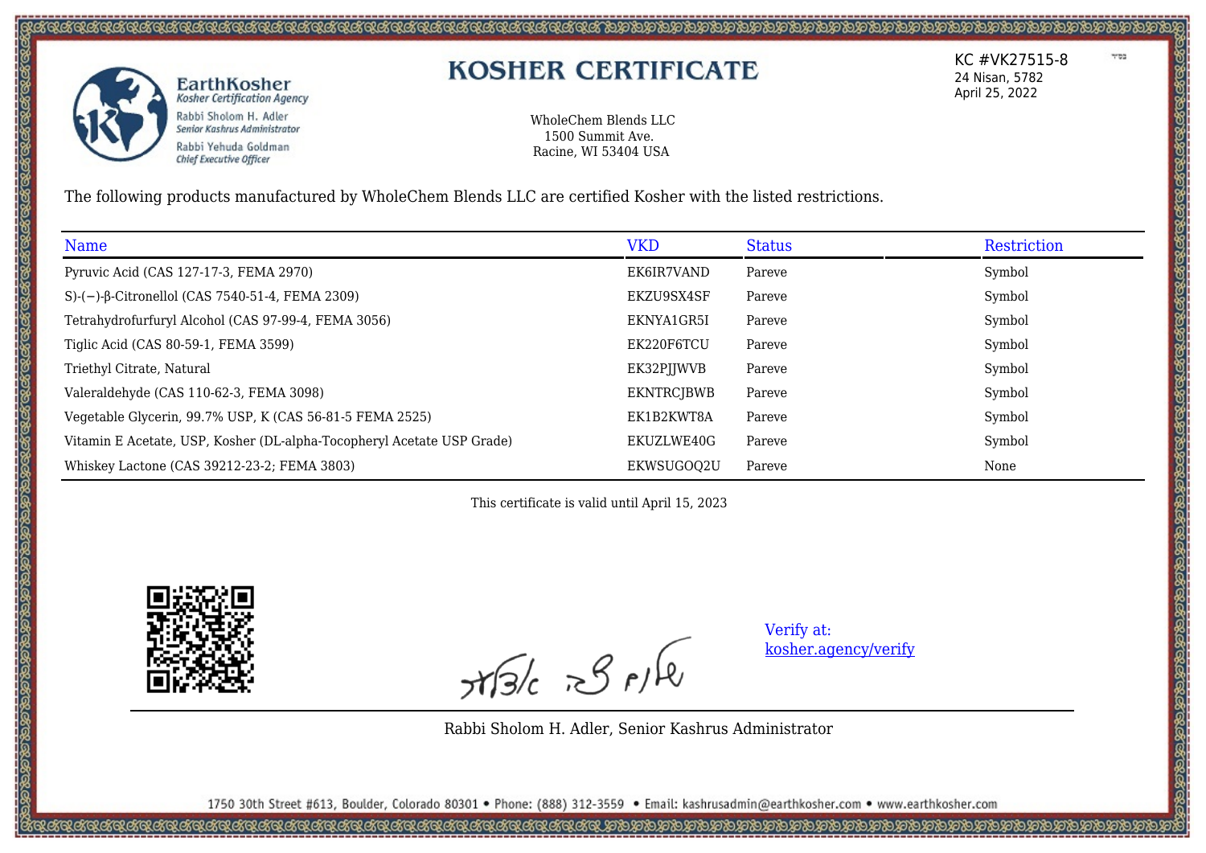**EarthKosher**
*Kosher Certification Agency*
Rabbi Sholom H. Adler
*Senior Kashrus Administrator*
Rabbi Yehuda Goldman
*Chief Executive Officer*

# KOSHER CERTIFICATE

KC #VK27515-8
24 Nisan, 5782
April 25, 2022

WholeChem Blends LLC
1500 Summit Ave.
Racine, WI 53404 USA

The following products manufactured by WholeChem Blends LLC are certified Kosher with the listed restrictions.

| Name | VKD | Status | | Restriction |
|---|---|---|---|---|
| Pyruvic Acid (CAS 127-17-3, FEMA 2970) | EK6IR7VAND | Pareve | | Symbol |
| S)-(−)-β-Citronellol (CAS 7540-51-4, FEMA 2309) | EKZU9SX4SF | Pareve | | Symbol |
| Tetrahydrofurfuryl Alcohol (CAS 97-99-4, FEMA 3056) | EKNYA1GR5I | Pareve | | Symbol |
| Tiglic Acid (CAS 80-59-1, FEMA 3599) | EK220F6TCU | Pareve | | Symbol |
| Triethyl Citrate, Natural | EK32PJJWVB | Pareve | | Symbol |
| Valeraldehyde (CAS 110-62-3, FEMA 3098) | EKNTRCJBWB | Pareve | | Symbol |
| Vegetable Glycerin, 99.7% USP, K (CAS 56-81-5 FEMA 2525) | EK1B2KWT8A | Pareve | | Symbol |
| Vitamin E Acetate, USP, Kosher (DL-alpha-Tocopheryl Acetate USP Grade) | EKUZLWE40G | Pareve | | Symbol |
| Whiskey Lactone (CAS 39212-23-2; FEMA 3803) | EKWSUGOQ2U | Pareve | | None |

This certificate is valid until April 15, 2023

Verify at:
kosher.agency/verify

Rabbi Sholom H. Adler, Senior Kashrus Administrator

1750 30th Street #613, Boulder, Colorado 80301 • Phone: (888) 312-3559 • Email: kashrusadmin@earthkosher.com • www.earthkosher.com